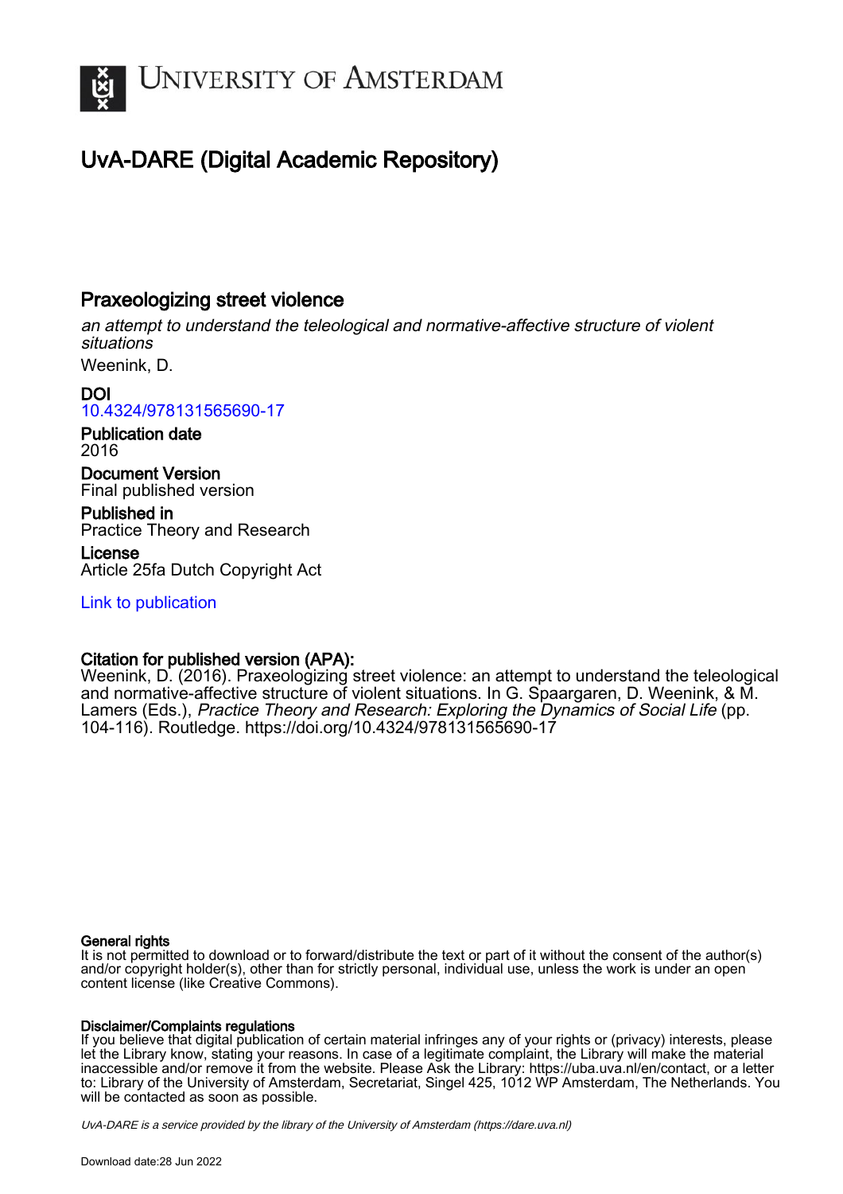# UNIVERSITY OF AMSTERDAM

## UvA-DARE (Digital Academic Repository)

### Praxeologizing street violence

*an attempt to understand the teleological and normative-affective structure of violent situations*

Weenink, D.

**DOI**
10.4324/978131565690-17

**Publication date**
2016

**Document Version**
Final published version

**Published in**
Practice Theory and Research

**License**
Article 25fa Dutch Copyright Act

Link to publication

**Citation for published version (APA):**
Weenink, D. (2016). Praxeologizing street violence: an attempt to understand the teleological and normative-affective structure of violent situations. In G. Spaargaren, D. Weenink, & M. Lamers (Eds.), *Practice Theory and Research: Exploring the Dynamics of Social Life* (pp. 104-116). Routledge. https://doi.org/10.4324/978131565690-17

**General rights**
It is not permitted to download or to forward/distribute the text or part of it without the consent of the author(s) and/or copyright holder(s), other than for strictly personal, individual use, unless the work is under an open content license (like Creative Commons).

**Disclaimer/Complaints regulations**
If you believe that digital publication of certain material infringes any of your rights or (privacy) interests, please let the Library know, stating your reasons. In case of a legitimate complaint, the Library will make the material inaccessible and/or remove it from the website. Please Ask the Library: https://uba.uva.nl/en/contact, or a letter to: Library of the University of Amsterdam, Secretariat, Singel 425, 1012 WP Amsterdam, The Netherlands. You will be contacted as soon as possible.

UvA-DARE is a service provided by the library of the University of Amsterdam (https://dare.uva.nl)

Download date:28 Jun 2022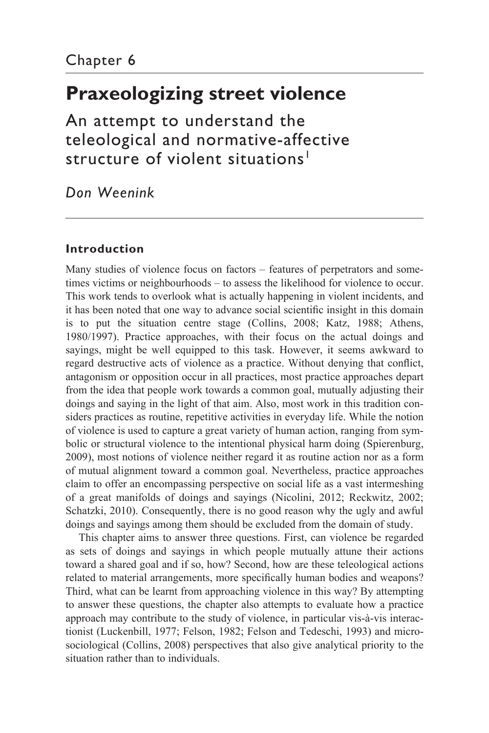Chapter 6

# Praxeologizing street violence

## An attempt to understand the teleological and normative-affective structure of violent situations[1]

*Don Weenink*

### Introduction

Many studies of violence focus on factors – features of perpetrators and sometimes victims or neighbourhoods – to assess the likelihood for violence to occur. This work tends to overlook what is actually happening in violent incidents, and it has been noted that one way to advance social scientific insight in this domain is to put the situation centre stage (Collins, 2008; Katz, 1988; Athens, 1980/1997). Practice approaches, with their focus on the actual doings and sayings, might be well equipped to this task. However, it seems awkward to regard destructive acts of violence as a practice. Without denying that conflict, antagonism or opposition occur in all practices, most practice approaches depart from the idea that people work towards a common goal, mutually adjusting their doings and saying in the light of that aim. Also, most work in this tradition considers practices as routine, repetitive activities in everyday life. While the notion of violence is used to capture a great variety of human action, ranging from symbolic or structural violence to the intentional physical harm doing (Spierenburg, 2009), most notions of violence neither regard it as routine action nor as a form of mutual alignment toward a common goal. Nevertheless, practice approaches claim to offer an encompassing perspective on social life as a vast intermeshing of a great manifolds of doings and sayings (Nicolini, 2012; Reckwitz, 2002; Schatzki, 2010). Consequently, there is no good reason why the ugly and awful doings and sayings among them should be excluded from the domain of study.

This chapter aims to answer three questions. First, can violence be regarded as sets of doings and sayings in which people mutually attune their actions toward a shared goal and if so, how? Second, how are these teleological actions related to material arrangements, more specifically human bodies and weapons? Third, what can be learnt from approaching violence in this way? By attempting to answer these questions, the chapter also attempts to evaluate how a practice approach may contribute to the study of violence, in particular vis-à-vis interactionist (Luckenbill, 1977; Felson, 1982; Felson and Tedeschi, 1993) and micro-sociological (Collins, 2008) perspectives that also give analytical priority to the situation rather than to individuals.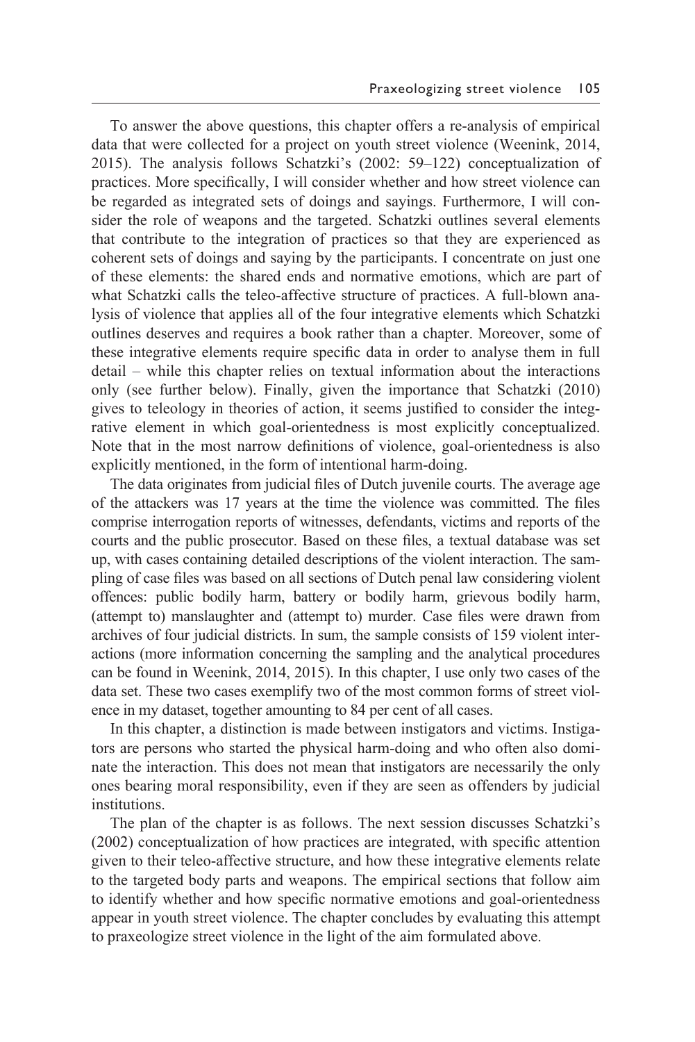To answer the above questions, this chapter offers a re-analysis of empirical data that were collected for a project on youth street violence (Weenink, 2014, 2015). The analysis follows Schatzki's (2002: 59–122) conceptualization of practices. More specifically, I will consider whether and how street violence can be regarded as integrated sets of doings and sayings. Furthermore, I will consider the role of weapons and the targeted. Schatzki outlines several elements that contribute to the integration of practices so that they are experienced as coherent sets of doings and saying by the participants. I concentrate on just one of these elements: the shared ends and normative emotions, which are part of what Schatzki calls the teleo-affective structure of practices. A full-blown analysis of violence that applies all of the four integrative elements which Schatzki outlines deserves and requires a book rather than a chapter. Moreover, some of these integrative elements require specific data in order to analyse them in full detail – while this chapter relies on textual information about the interactions only (see further below). Finally, given the importance that Schatzki (2010) gives to teleology in theories of action, it seems justified to consider the integrative element in which goal-orientedness is most explicitly conceptualized. Note that in the most narrow definitions of violence, goal-orientedness is also explicitly mentioned, in the form of intentional harm-doing.

The data originates from judicial files of Dutch juvenile courts. The average age of the attackers was 17 years at the time the violence was committed. The files comprise interrogation reports of witnesses, defendants, victims and reports of the courts and the public prosecutor. Based on these files, a textual database was set up, with cases containing detailed descriptions of the violent interaction. The sampling of case files was based on all sections of Dutch penal law considering violent offences: public bodily harm, battery or bodily harm, grievous bodily harm, (attempt to) manslaughter and (attempt to) murder. Case files were drawn from archives of four judicial districts. In sum, the sample consists of 159 violent interactions (more information concerning the sampling and the analytical procedures can be found in Weenink, 2014, 2015). In this chapter, I use only two cases of the data set. These two cases exemplify two of the most common forms of street violence in my dataset, together amounting to 84 per cent of all cases.

In this chapter, a distinction is made between instigators and victims. Instigators are persons who started the physical harm-doing and who often also dominate the interaction. This does not mean that instigators are necessarily the only ones bearing moral responsibility, even if they are seen as offenders by judicial institutions.

The plan of the chapter is as follows. The next session discusses Schatzki's (2002) conceptualization of how practices are integrated, with specific attention given to their teleo-affective structure, and how these integrative elements relate to the targeted body parts and weapons. The empirical sections that follow aim to identify whether and how specific normative emotions and goal-orientedness appear in youth street violence. The chapter concludes by evaluating this attempt to praxeologize street violence in the light of the aim formulated above.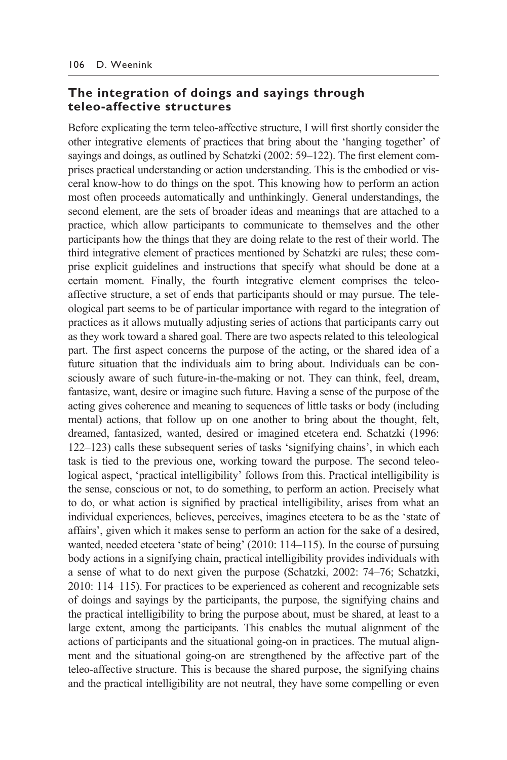## The integration of doings and sayings through teleo-affective structures

Before explicating the term teleo-affective structure, I will first shortly consider the other integrative elements of practices that bring about the 'hanging together' of sayings and doings, as outlined by Schatzki (2002: 59–122). The first element comprises practical understanding or action understanding. This is the embodied or visceral know-how to do things on the spot. This knowing how to perform an action most often proceeds automatically and unthinkingly. General understandings, the second element, are the sets of broader ideas and meanings that are attached to a practice, which allow participants to communicate to themselves and the other participants how the things that they are doing relate to the rest of their world. The third integrative element of practices mentioned by Schatzki are rules; these comprise explicit guidelines and instructions that specify what should be done at a certain moment. Finally, the fourth integrative element comprises the teleo-affective structure, a set of ends that participants should or may pursue. The teleological part seems to be of particular importance with regard to the integration of practices as it allows mutually adjusting series of actions that participants carry out as they work toward a shared goal. There are two aspects related to this teleological part. The first aspect concerns the purpose of the acting, or the shared idea of a future situation that the individuals aim to bring about. Individuals can be consciously aware of such future-in-the-making or not. They can think, feel, dream, fantasize, want, desire or imagine such future. Having a sense of the purpose of the acting gives coherence and meaning to sequences of little tasks or body (including mental) actions, that follow up on one another to bring about the thought, felt, dreamed, fantasized, wanted, desired or imagined etcetera end. Schatzki (1996: 122–123) calls these subsequent series of tasks 'signifying chains', in which each task is tied to the previous one, working toward the purpose. The second teleological aspect, 'practical intelligibility' follows from this. Practical intelligibility is the sense, conscious or not, to do something, to perform an action. Precisely what to do, or what action is signified by practical intelligibility, arises from what an individual experiences, believes, perceives, imagines etcetera to be as the 'state of affairs', given which it makes sense to perform an action for the sake of a desired, wanted, needed etcetera 'state of being' (2010: 114–115). In the course of pursuing body actions in a signifying chain, practical intelligibility provides individuals with a sense of what to do next given the purpose (Schatzki, 2002: 74–76; Schatzki, 2010: 114–115). For practices to be experienced as coherent and recognizable sets of doings and sayings by the participants, the purpose, the signifying chains and the practical intelligibility to bring the purpose about, must be shared, at least to a large extent, among the participants. This enables the mutual alignment of the actions of participants and the situational going-on in practices. The mutual alignment and the situational going-on are strengthened by the affective part of the teleo-affective structure. This is because the shared purpose, the signifying chains and the practical intelligibility are not neutral, they have some compelling or even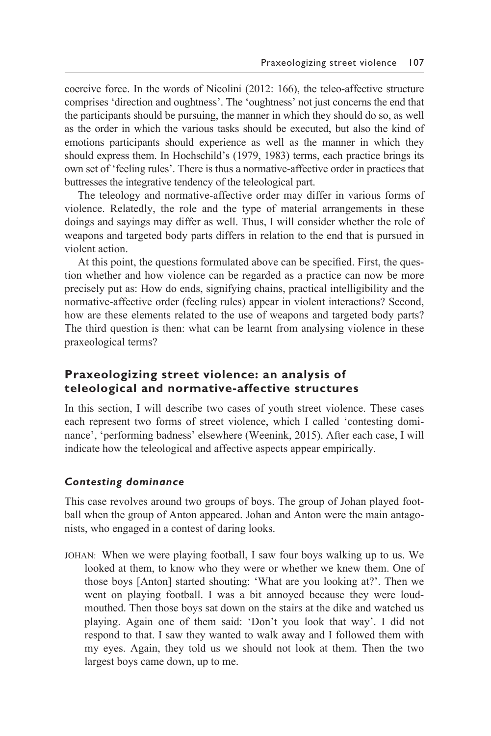coercive force. In the words of Nicolini (2012: 166), the teleo-affective structure comprises 'direction and oughtness'. The 'oughtness' not just concerns the end that the participants should be pursuing, the manner in which they should do so, as well as the order in which the various tasks should be executed, but also the kind of emotions participants should experience as well as the manner in which they should express them. In Hochschild's (1979, 1983) terms, each practice brings its own set of 'feeling rules'. There is thus a normative-affective order in practices that buttresses the integrative tendency of the teleological part.

The teleology and normative-affective order may differ in various forms of violence. Relatedly, the role and the type of material arrangements in these doings and sayings may differ as well. Thus, I will consider whether the role of weapons and targeted body parts differs in relation to the end that is pursued in violent action.

At this point, the questions formulated above can be specified. First, the question whether and how violence can be regarded as a practice can now be more precisely put as: How do ends, signifying chains, practical intelligibility and the normative-affective order (feeling rules) appear in violent interactions? Second, how are these elements related to the use of weapons and targeted body parts? The third question is then: what can be learnt from analysing violence in these praxeological terms?

## Praxeologizing street violence: an analysis of teleological and normative-affective structures

In this section, I will describe two cases of youth street violence. These cases each represent two forms of street violence, which I called 'contesting dominance', 'performing badness' elsewhere (Weenink, 2015). After each case, I will indicate how the teleological and affective aspects appear empirically.

### *Contesting dominance*

This case revolves around two groups of boys. The group of Johan played football when the group of Anton appeared. Johan and Anton were the main antagonists, who engaged in a contest of daring looks.

JOHAN: When we were playing football, I saw four boys walking up to us. We looked at them, to know who they were or whether we knew them. One of those boys [Anton] started shouting: 'What are you looking at?'. Then we went on playing football. I was a bit annoyed because they were loudmouthed. Then those boys sat down on the stairs at the dike and watched us playing. Again one of them said: 'Don't you look that way'. I did not respond to that. I saw they wanted to walk away and I followed them with my eyes. Again, they told us we should not look at them. Then the two largest boys came down, up to me.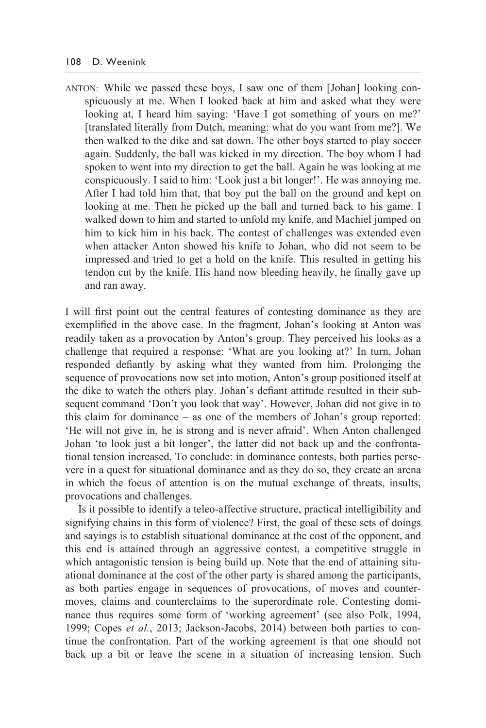ANTON: While we passed these boys, I saw one of them [Johan] looking conspicuously at me. When I looked back at him and asked what they were looking at, I heard him saying: 'Have I got something of yours on me?' [translated literally from Dutch, meaning: what do you want from me?]. We then walked to the dike and sat down. The other boys started to play soccer again. Suddenly, the ball was kicked in my direction. The boy whom I had spoken to went into my direction to get the ball. Again he was looking at me conspicuously. I said to him: 'Look just a bit longer!'. He was annoying me. After I had told him that, that boy put the ball on the ground and kept on looking at me. Then he picked up the ball and turned back to his game. I walked down to him and started to unfold my knife, and Machiel jumped on him to kick him in his back. The contest of challenges was extended even when attacker Anton showed his knife to Johan, who did not seem to be impressed and tried to get a hold on the knife. This resulted in getting his tendon cut by the knife. His hand now bleeding heavily, he finally gave up and ran away.

I will first point out the central features of contesting dominance as they are exemplified in the above case. In the fragment, Johan's looking at Anton was readily taken as a provocation by Anton's group. They perceived his looks as a challenge that required a response: 'What are you looking at?' In turn, Johan responded defiantly by asking what they wanted from him. Prolonging the sequence of provocations now set into motion, Anton's group positioned itself at the dike to watch the others play. Johan's defiant attitude resulted in their subsequent command 'Don't you look that way'. However, Johan did not give in to this claim for dominance – as one of the members of Johan's group reported: 'He will not give in, he is strong and is never afraid'. When Anton challenged Johan 'to look just a bit longer', the latter did not back up and the confrontational tension increased. To conclude: in dominance contests, both parties persevere in a quest for situational dominance and as they do so, they create an arena in which the focus of attention is on the mutual exchange of threats, insults, provocations and challenges.

Is it possible to identify a teleo-affective structure, practical intelligibility and signifying chains in this form of violence? First, the goal of these sets of doings and sayings is to establish situational dominance at the cost of the opponent, and this end is attained through an aggressive contest, a competitive struggle in which antagonistic tension is being build up. Note that the end of attaining situational dominance at the cost of the other party is shared among the participants, as both parties engage in sequences of provocations, of moves and countermoves, claims and counterclaims to the superordinate role. Contesting dominance thus requires some form of 'working agreement' (see also Polk, 1994, 1999; Copes *et al.*, 2013; Jackson-Jacobs, 2014) between both parties to continue the confrontation. Part of the working agreement is that one should not back up a bit or leave the scene in a situation of increasing tension. Such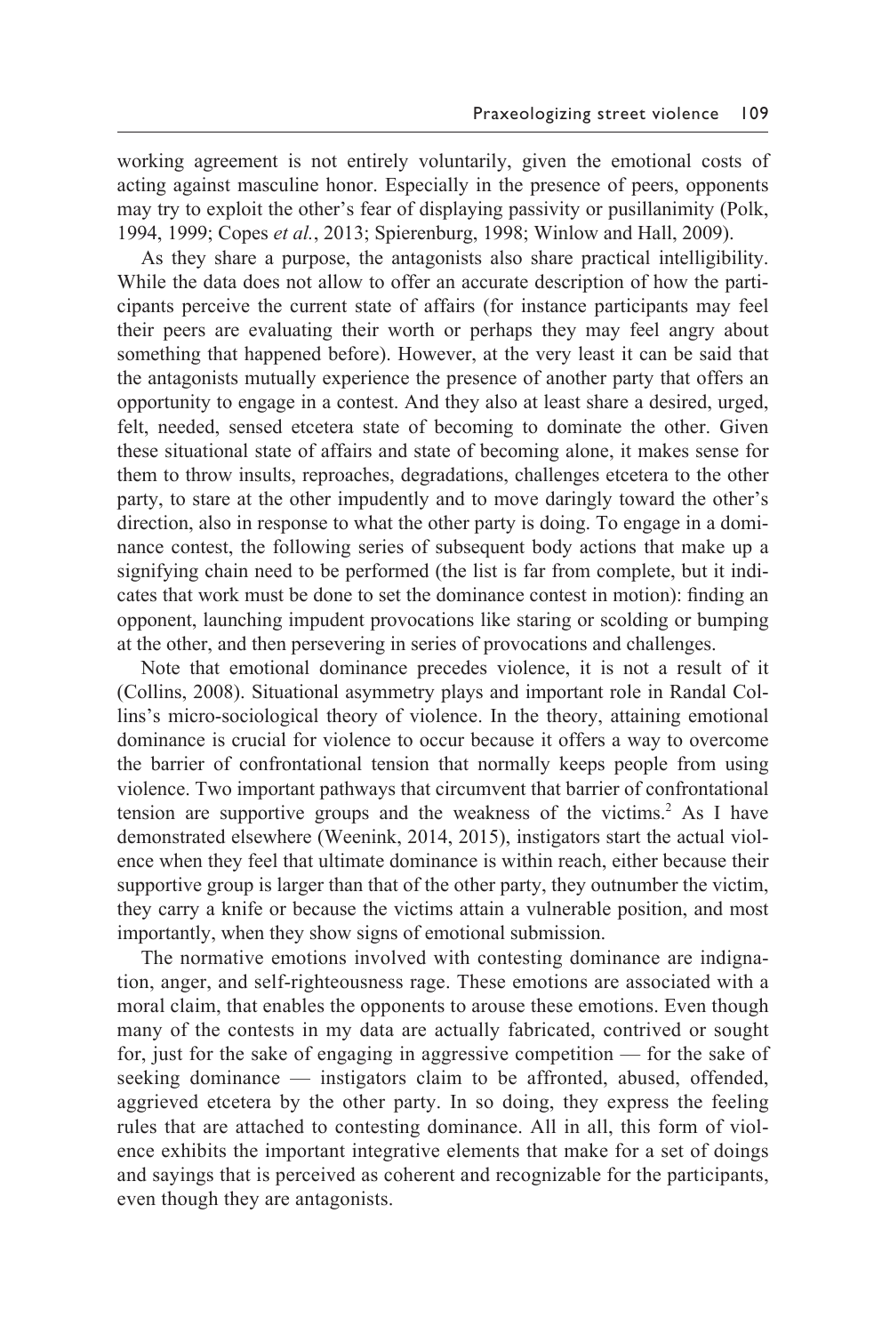working agreement is not entirely voluntarily, given the emotional costs of acting against masculine honor. Especially in the presence of peers, opponents may try to exploit the other's fear of displaying passivity or pusillanimity (Polk, 1994, 1999; Copes *et al.*, 2013; Spierenburg, 1998; Winlow and Hall, 2009).

As they share a purpose, the antagonists also share practical intelligibility. While the data does not allow to offer an accurate description of how the participants perceive the current state of affairs (for instance participants may feel their peers are evaluating their worth or perhaps they may feel angry about something that happened before). However, at the very least it can be said that the antagonists mutually experience the presence of another party that offers an opportunity to engage in a contest. And they also at least share a desired, urged, felt, needed, sensed etcetera state of becoming to dominate the other. Given these situational state of affairs and state of becoming alone, it makes sense for them to throw insults, reproaches, degradations, challenges etcetera to the other party, to stare at the other impudently and to move daringly toward the other's direction, also in response to what the other party is doing. To engage in a dominance contest, the following series of subsequent body actions that make up a signifying chain need to be performed (the list is far from complete, but it indicates that work must be done to set the dominance contest in motion): finding an opponent, launching impudent provocations like staring or scolding or bumping at the other, and then persevering in series of provocations and challenges.

Note that emotional dominance precedes violence, it is not a result of it (Collins, 2008). Situational asymmetry plays and important role in Randal Collins's micro-sociological theory of violence. In the theory, attaining emotional dominance is crucial for violence to occur because it offers a way to overcome the barrier of confrontational tension that normally keeps people from using violence. Two important pathways that circumvent that barrier of confrontational tension are supportive groups and the weakness of the victims.[2] As I have demonstrated elsewhere (Weenink, 2014, 2015), instigators start the actual violence when they feel that ultimate dominance is within reach, either because their supportive group is larger than that of the other party, they outnumber the victim, they carry a knife or because the victims attain a vulnerable position, and most importantly, when they show signs of emotional submission.

The normative emotions involved with contesting dominance are indignation, anger, and self-righteousness rage. These emotions are associated with a moral claim, that enables the opponents to arouse these emotions. Even though many of the contests in my data are actually fabricated, contrived or sought for, just for the sake of engaging in aggressive competition — for the sake of seeking dominance — instigators claim to be affronted, abused, offended, aggrieved etcetera by the other party. In so doing, they express the feeling rules that are attached to contesting dominance. All in all, this form of violence exhibits the important integrative elements that make for a set of doings and sayings that is perceived as coherent and recognizable for the participants, even though they are antagonists.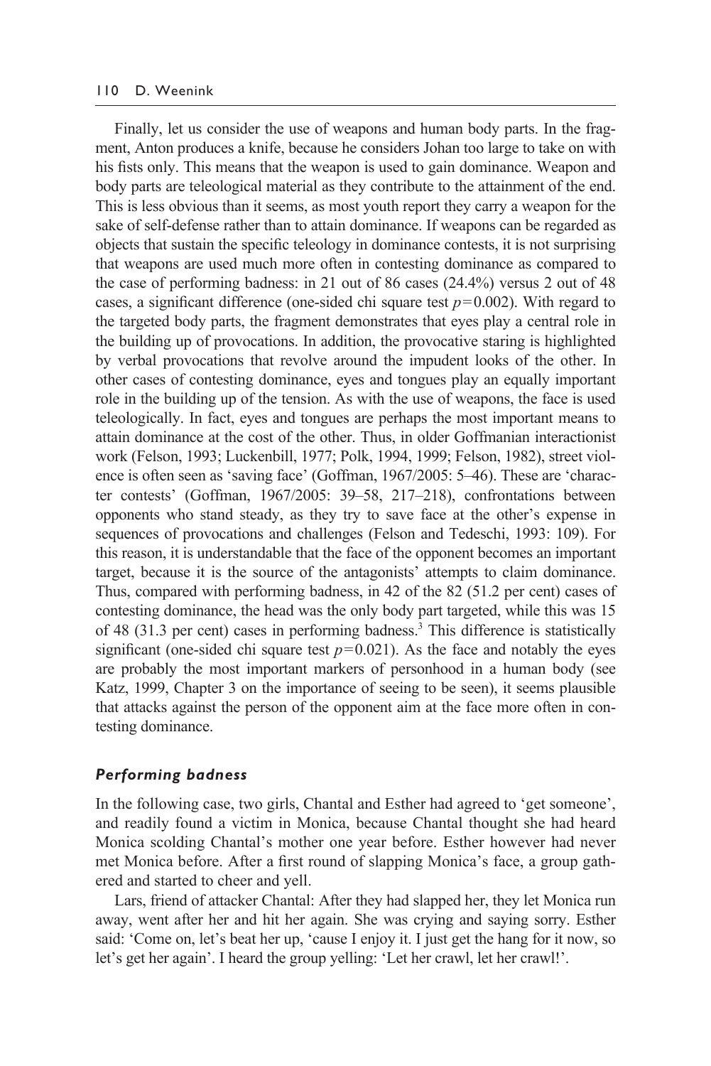Finally, let us consider the use of weapons and human body parts. In the fragment, Anton produces a knife, because he considers Johan too large to take on with his fists only. This means that the weapon is used to gain dominance. Weapon and body parts are teleological material as they contribute to the attainment of the end. This is less obvious than it seems, as most youth report they carry a weapon for the sake of self-defense rather than to attain dominance. If weapons can be regarded as objects that sustain the specific teleology in dominance contests, it is not surprising that weapons are used much more often in contesting dominance as compared to the case of performing badness: in 21 out of 86 cases (24.4%) versus 2 out of 48 cases, a significant difference (one-sided chi square test $p = 0.002$). With regard to the targeted body parts, the fragment demonstrates that eyes play a central role in the building up of provocations. In addition, the provocative staring is highlighted by verbal provocations that revolve around the impudent looks of the other. In other cases of contesting dominance, eyes and tongues play an equally important role in the building up of the tension. As with the use of weapons, the face is used teleologically. In fact, eyes and tongues are perhaps the most important means to attain dominance at the cost of the other. Thus, in older Goffmanian interactionist work (Felson, 1993; Luckenbill, 1977; Polk, 1994, 1999; Felson, 1982), street violence is often seen as 'saving face' (Goffman, 1967/2005: 5–46). These are 'character contests' (Goffman, 1967/2005: 39–58, 217–218), confrontations between opponents who stand steady, as they try to save face at the other's expense in sequences of provocations and challenges (Felson and Tedeschi, 1993: 109). For this reason, it is understandable that the face of the opponent becomes an important target, because it is the source of the antagonists' attempts to claim dominance. Thus, compared with performing badness, in 42 of the 82 (51.2 per cent) cases of contesting dominance, the head was the only body part targeted, while this was 15 of 48 (31.3 per cent) cases in performing badness.[3] This difference is statistically significant (one-sided chi square test $p = 0.021$). As the face and notably the eyes are probably the most important markers of personhood in a human body (see Katz, 1999, Chapter 3 on the importance of seeing to be seen), it seems plausible that attacks against the person of the opponent aim at the face more often in contesting dominance.

### *Performing badness*

In the following case, two girls, Chantal and Esther had agreed to 'get someone', and readily found a victim in Monica, because Chantal thought she had heard Monica scolding Chantal's mother one year before. Esther however had never met Monica before. After a first round of slapping Monica's face, a group gathered and started to cheer and yell.

Lars, friend of attacker Chantal: After they had slapped her, they let Monica run away, went after her and hit her again. She was crying and saying sorry. Esther said: 'Come on, let's beat her up, 'cause I enjoy it. I just get the hang for it now, so let's get her again'. I heard the group yelling: 'Let her crawl, let her crawl!'.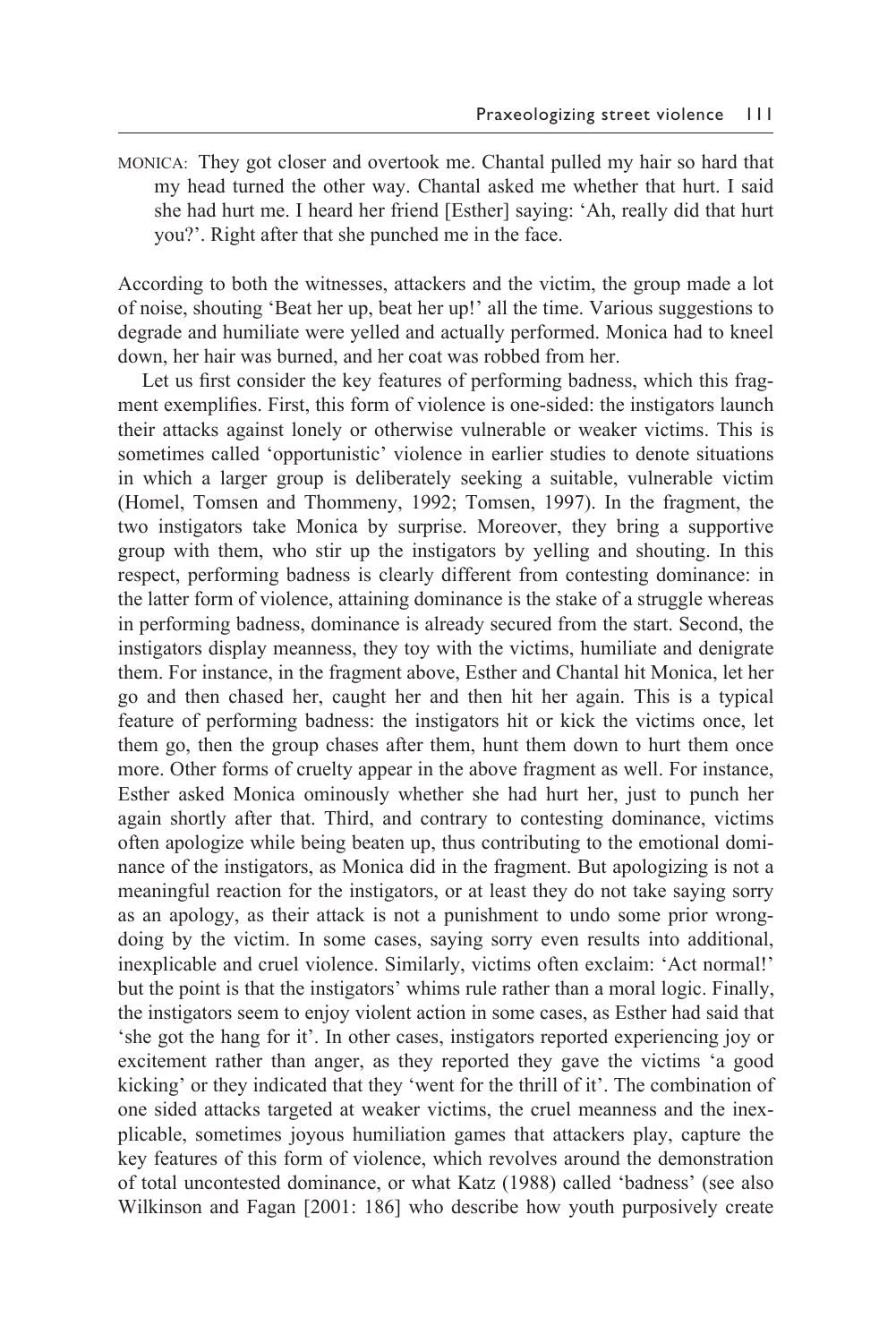MONICA: They got closer and overtook me. Chantal pulled my hair so hard that my head turned the other way. Chantal asked me whether that hurt. I said she had hurt me. I heard her friend [Esther] saying: 'Ah, really did that hurt you?'. Right after that she punched me in the face.

According to both the witnesses, attackers and the victim, the group made a lot of noise, shouting 'Beat her up, beat her up!' all the time. Various suggestions to degrade and humiliate were yelled and actually performed. Monica had to kneel down, her hair was burned, and her coat was robbed from her.

Let us first consider the key features of performing badness, which this fragment exemplifies. First, this form of violence is one-sided: the instigators launch their attacks against lonely or otherwise vulnerable or weaker victims. This is sometimes called 'opportunistic' violence in earlier studies to denote situations in which a larger group is deliberately seeking a suitable, vulnerable victim (Homel, Tomsen and Thommeny, 1992; Tomsen, 1997). In the fragment, the two instigators take Monica by surprise. Moreover, they bring a supportive group with them, who stir up the instigators by yelling and shouting. In this respect, performing badness is clearly different from contesting dominance: in the latter form of violence, attaining dominance is the stake of a struggle whereas in performing badness, dominance is already secured from the start. Second, the instigators display meanness, they toy with the victims, humiliate and denigrate them. For instance, in the fragment above, Esther and Chantal hit Monica, let her go and then chased her, caught her and then hit her again. This is a typical feature of performing badness: the instigators hit or kick the victims once, let them go, then the group chases after them, hunt them down to hurt them once more. Other forms of cruelty appear in the above fragment as well. For instance, Esther asked Monica ominously whether she had hurt her, just to punch her again shortly after that. Third, and contrary to contesting dominance, victims often apologize while being beaten up, thus contributing to the emotional dominance of the instigators, as Monica did in the fragment. But apologizing is not a meaningful reaction for the instigators, or at least they do not take saying sorry as an apology, as their attack is not a punishment to undo some prior wrongdoing by the victim. In some cases, saying sorry even results into additional, inexplicable and cruel violence. Similarly, victims often exclaim: 'Act normal!' but the point is that the instigators' whims rule rather than a moral logic. Finally, the instigators seem to enjoy violent action in some cases, as Esther had said that 'she got the hang for it'. In other cases, instigators reported experiencing joy or excitement rather than anger, as they reported they gave the victims 'a good kicking' or they indicated that they 'went for the thrill of it'. The combination of one sided attacks targeted at weaker victims, the cruel meanness and the inexplicable, sometimes joyous humiliation games that attackers play, capture the key features of this form of violence, which revolves around the demonstration of total uncontested dominance, or what Katz (1988) called 'badness' (see also Wilkinson and Fagan [2001: 186] who describe how youth purposively create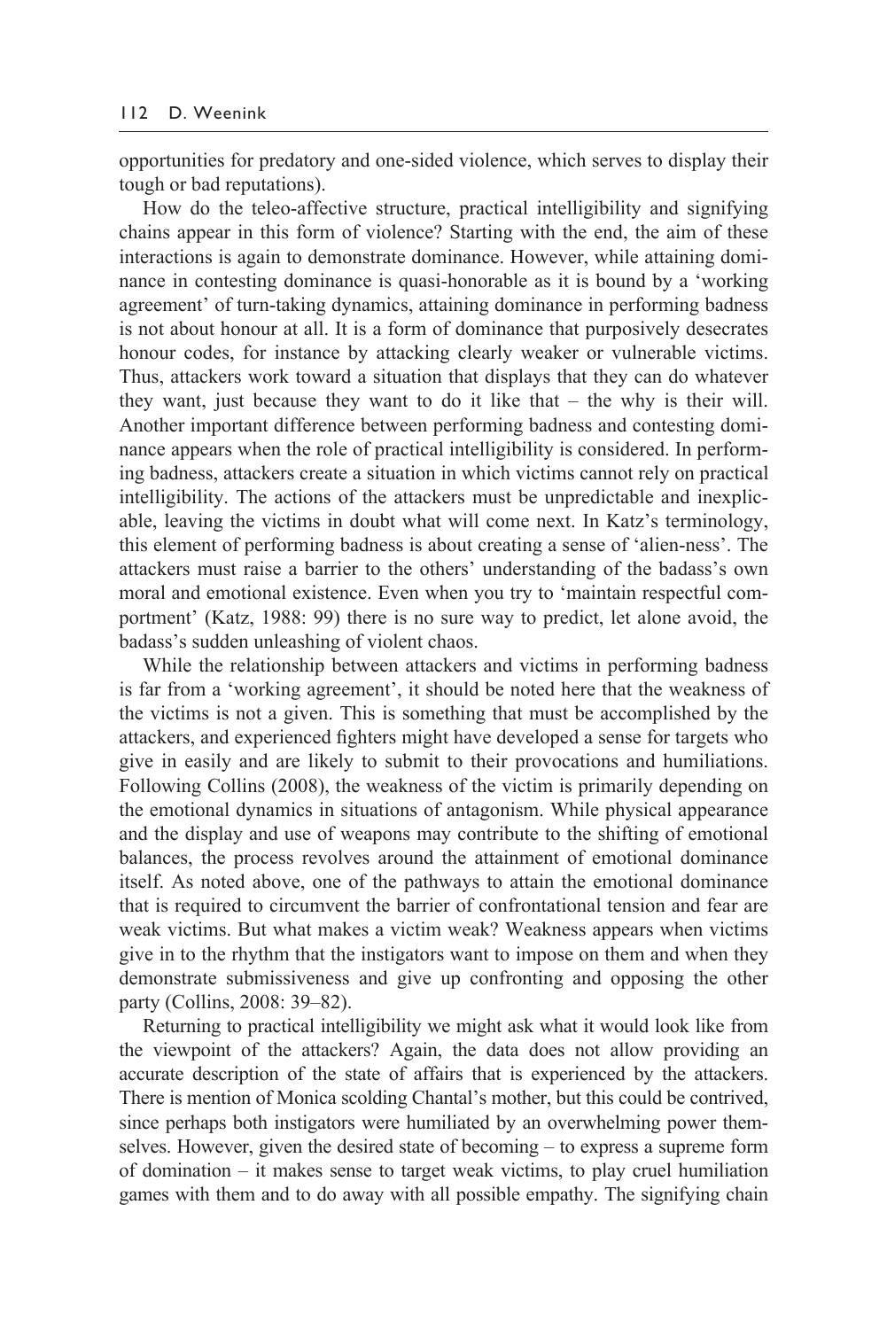opportunities for predatory and one-sided violence, which serves to display their tough or bad reputations).

How do the teleo-affective structure, practical intelligibility and signifying chains appear in this form of violence? Starting with the end, the aim of these interactions is again to demonstrate dominance. However, while attaining dominance in contesting dominance is quasi-honorable as it is bound by a 'working agreement' of turn-taking dynamics, attaining dominance in performing badness is not about honour at all. It is a form of dominance that purposively desecrates honour codes, for instance by attacking clearly weaker or vulnerable victims. Thus, attackers work toward a situation that displays that they can do whatever they want, just because they want to do it like that – the why is their will. Another important difference between performing badness and contesting dominance appears when the role of practical intelligibility is considered. In performing badness, attackers create a situation in which victims cannot rely on practical intelligibility. The actions of the attackers must be unpredictable and inexplicable, leaving the victims in doubt what will come next. In Katz's terminology, this element of performing badness is about creating a sense of 'alien-ness'. The attackers must raise a barrier to the others' understanding of the badass's own moral and emotional existence. Even when you try to 'maintain respectful comportment' (Katz, 1988: 99) there is no sure way to predict, let alone avoid, the badass's sudden unleashing of violent chaos.

While the relationship between attackers and victims in performing badness is far from a 'working agreement', it should be noted here that the weakness of the victims is not a given. This is something that must be accomplished by the attackers, and experienced fighters might have developed a sense for targets who give in easily and are likely to submit to their provocations and humiliations. Following Collins (2008), the weakness of the victim is primarily depending on the emotional dynamics in situations of antagonism. While physical appearance and the display and use of weapons may contribute to the shifting of emotional balances, the process revolves around the attainment of emotional dominance itself. As noted above, one of the pathways to attain the emotional dominance that is required to circumvent the barrier of confrontational tension and fear are weak victims. But what makes a victim weak? Weakness appears when victims give in to the rhythm that the instigators want to impose on them and when they demonstrate submissiveness and give up confronting and opposing the other party (Collins, 2008: 39–82).

Returning to practical intelligibility we might ask what it would look like from the viewpoint of the attackers? Again, the data does not allow providing an accurate description of the state of affairs that is experienced by the attackers. There is mention of Monica scolding Chantal's mother, but this could be contrived, since perhaps both instigators were humiliated by an overwhelming power themselves. However, given the desired state of becoming – to express a supreme form of domination – it makes sense to target weak victims, to play cruel humiliation games with them and to do away with all possible empathy. The signifying chain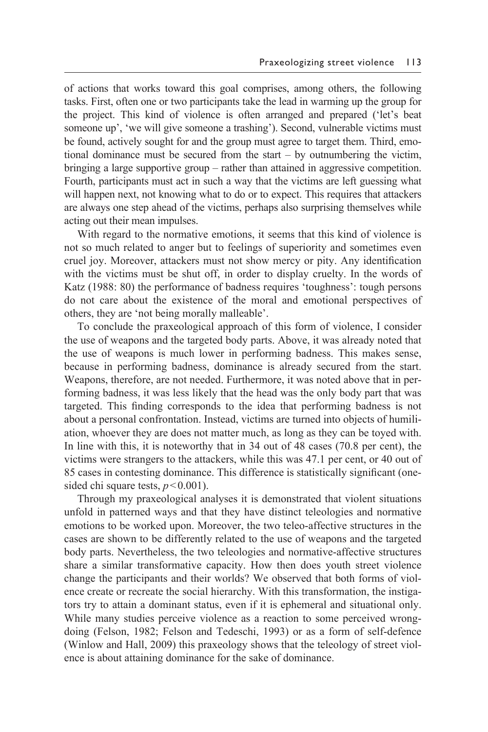of actions that works toward this goal comprises, among others, the following tasks. First, often one or two participants take the lead in warming up the group for the project. This kind of violence is often arranged and prepared ('let's beat someone up', 'we will give someone a trashing'). Second, vulnerable victims must be found, actively sought for and the group must agree to target them. Third, emotional dominance must be secured from the start – by outnumbering the victim, bringing a large supportive group – rather than attained in aggressive competition. Fourth, participants must act in such a way that the victims are left guessing what will happen next, not knowing what to do or to expect. This requires that attackers are always one step ahead of the victims, perhaps also surprising themselves while acting out their mean impulses.

With regard to the normative emotions, it seems that this kind of violence is not so much related to anger but to feelings of superiority and sometimes even cruel joy. Moreover, attackers must not show mercy or pity. Any identification with the victims must be shut off, in order to display cruelty. In the words of Katz (1988: 80) the performance of badness requires 'toughness': tough persons do not care about the existence of the moral and emotional perspectives of others, they are 'not being morally malleable'.

To conclude the praxeological approach of this form of violence, I consider the use of weapons and the targeted body parts. Above, it was already noted that the use of weapons is much lower in performing badness. This makes sense, because in performing badness, dominance is already secured from the start. Weapons, therefore, are not needed. Furthermore, it was noted above that in performing badness, it was less likely that the head was the only body part that was targeted. This finding corresponds to the idea that performing badness is not about a personal confrontation. Instead, victims are turned into objects of humiliation, whoever they are does not matter much, as long as they can be toyed with. In line with this, it is noteworthy that in 34 out of 48 cases (70.8 per cent), the victims were strangers to the attackers, while this was 47.1 per cent, or 40 out of 85 cases in contesting dominance. This difference is statistically significant (one-sided chi square tests, $p < 0.001$).

Through my praxeological analyses it is demonstrated that violent situations unfold in patterned ways and that they have distinct teleologies and normative emotions to be worked upon. Moreover, the two teleo-affective structures in the cases are shown to be differently related to the use of weapons and the targeted body parts. Nevertheless, the two teleologies and normative-affective structures share a similar transformative capacity. How then does youth street violence change the participants and their worlds? We observed that both forms of violence create or recreate the social hierarchy. With this transformation, the instigators try to attain a dominant status, even if it is ephemeral and situational only. While many studies perceive violence as a reaction to some perceived wrongdoing (Felson, 1982; Felson and Tedeschi, 1993) or as a form of self-defence (Winlow and Hall, 2009) this praxeology shows that the teleology of street violence is about attaining dominance for the sake of dominance.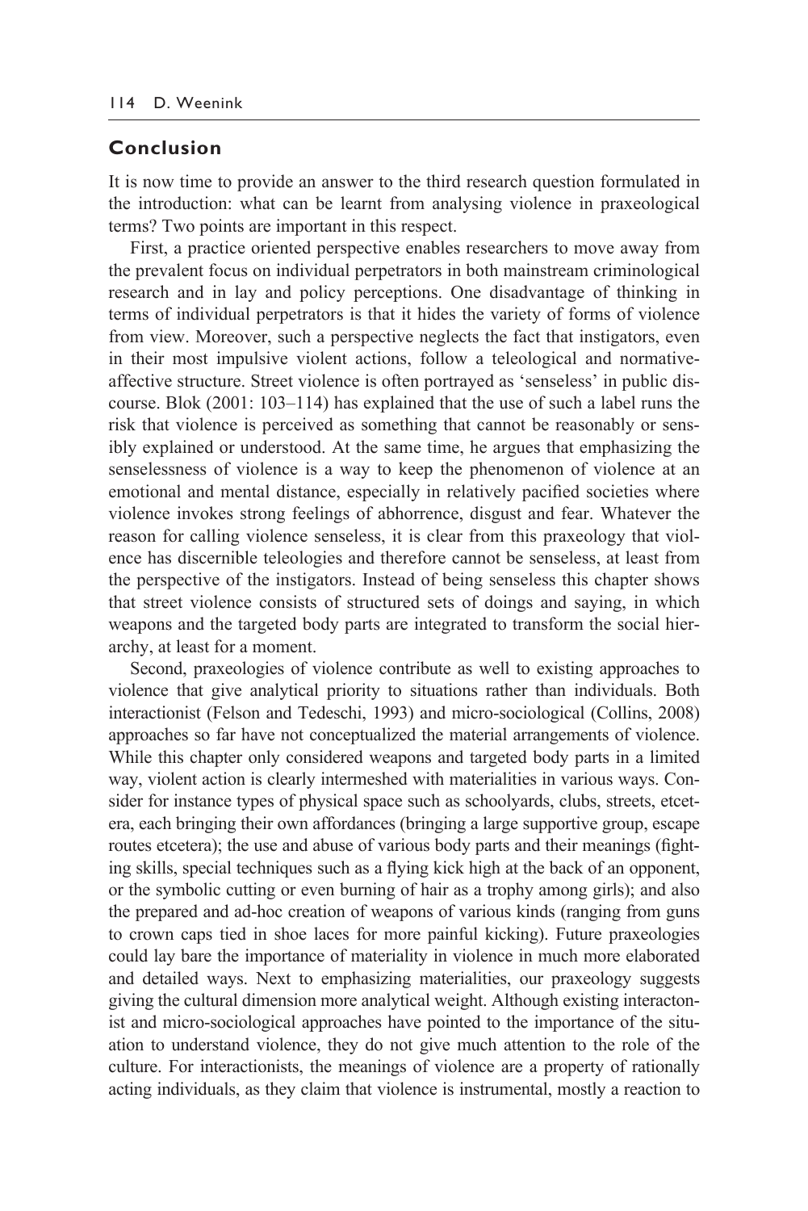## Conclusion

It is now time to provide an answer to the third research question formulated in the introduction: what can be learnt from analysing violence in praxeological terms? Two points are important in this respect.

First, a practice oriented perspective enables researchers to move away from the prevalent focus on individual perpetrators in both mainstream criminological research and in lay and policy perceptions. One disadvantage of thinking in terms of individual perpetrators is that it hides the variety of forms of violence from view. Moreover, such a perspective neglects the fact that instigators, even in their most impulsive violent actions, follow a teleological and normative-affective structure. Street violence is often portrayed as 'senseless' in public discourse. Blok (2001: 103–114) has explained that the use of such a label runs the risk that violence is perceived as something that cannot be reasonably or sensibly explained or understood. At the same time, he argues that emphasizing the senselessness of violence is a way to keep the phenomenon of violence at an emotional and mental distance, especially in relatively pacified societies where violence invokes strong feelings of abhorrence, disgust and fear. Whatever the reason for calling violence senseless, it is clear from this praxeology that violence has discernible teleologies and therefore cannot be senseless, at least from the perspective of the instigators. Instead of being senseless this chapter shows that street violence consists of structured sets of doings and saying, in which weapons and the targeted body parts are integrated to transform the social hierarchy, at least for a moment.

Second, praxeologies of violence contribute as well to existing approaches to violence that give analytical priority to situations rather than individuals. Both interactionist (Felson and Tedeschi, 1993) and micro-sociological (Collins, 2008) approaches so far have not conceptualized the material arrangements of violence. While this chapter only considered weapons and targeted body parts in a limited way, violent action is clearly intermeshed with materialities in various ways. Consider for instance types of physical space such as schoolyards, clubs, streets, etcetera, each bringing their own affordances (bringing a large supportive group, escape routes etcetera); the use and abuse of various body parts and their meanings (fighting skills, special techniques such as a flying kick high at the back of an opponent, or the symbolic cutting or even burning of hair as a trophy among girls); and also the prepared and ad-hoc creation of weapons of various kinds (ranging from guns to crown caps tied in shoe laces for more painful kicking). Future praxeologies could lay bare the importance of materiality in violence in much more elaborated and detailed ways. Next to emphasizing materialities, our praxeology suggests giving the cultural dimension more analytical weight. Although existing interactonist and micro-sociological approaches have pointed to the importance of the situation to understand violence, they do not give much attention to the role of the culture. For interactionists, the meanings of violence are a property of rationally acting individuals, as they claim that violence is instrumental, mostly a reaction to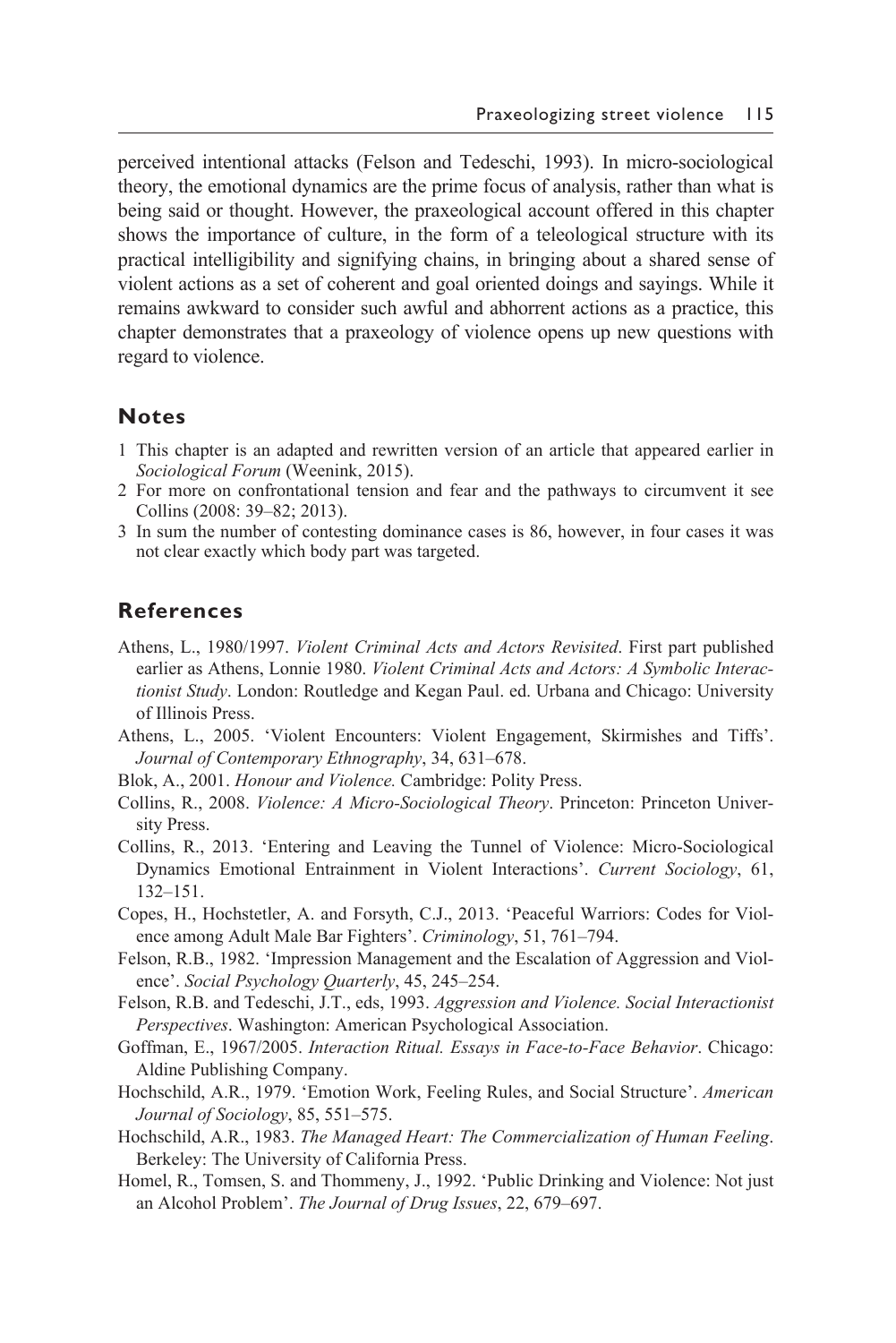perceived intentional attacks (Felson and Tedeschi, 1993). In micro-sociological theory, the emotional dynamics are the prime focus of analysis, rather than what is being said or thought. However, the praxeological account offered in this chapter shows the importance of culture, in the form of a teleological structure with its practical intelligibility and signifying chains, in bringing about a shared sense of violent actions as a set of coherent and goal oriented doings and sayings. While it remains awkward to consider such awful and abhorrent actions as a practice, this chapter demonstrates that a praxeology of violence opens up new questions with regard to violence.

## Notes

1 This chapter is an adapted and rewritten version of an article that appeared earlier in *Sociological Forum* (Weenink, 2015).

2 For more on confrontational tension and fear and the pathways to circumvent it see Collins (2008: 39–82; 2013).

3 In sum the number of contesting dominance cases is 86, however, in four cases it was not clear exactly which body part was targeted.

## References

Athens, L., 1980/1997. *Violent Criminal Acts and Actors Revisited*. First part published earlier as Athens, Lonnie 1980. *Violent Criminal Acts and Actors: A Symbolic Interactionist Study*. London: Routledge and Kegan Paul. ed. Urbana and Chicago: University of Illinois Press.

Athens, L., 2005. 'Violent Encounters: Violent Engagement, Skirmishes and Tiffs'. *Journal of Contemporary Ethnography*, 34, 631–678.

Blok, A., 2001. *Honour and Violence.* Cambridge: Polity Press.

Collins, R., 2008. *Violence: A Micro-Sociological Theory*. Princeton: Princeton University Press.

Collins, R., 2013. 'Entering and Leaving the Tunnel of Violence: Micro-Sociological Dynamics Emotional Entrainment in Violent Interactions'. *Current Sociology*, 61, 132–151.

Copes, H., Hochstetler, A. and Forsyth, C.J., 2013. 'Peaceful Warriors: Codes for Violence among Adult Male Bar Fighters'. *Criminology*, 51, 761–794.

Felson, R.B., 1982. 'Impression Management and the Escalation of Aggression and Violence'. *Social Psychology Quarterly*, 45, 245–254.

Felson, R.B. and Tedeschi, J.T., eds, 1993. *Aggression and Violence. Social Interactionist Perspectives*. Washington: American Psychological Association.

Goffman, E., 1967/2005. *Interaction Ritual. Essays in Face-to-Face Behavior*. Chicago: Aldine Publishing Company.

Hochschild, A.R., 1979. 'Emotion Work, Feeling Rules, and Social Structure'. *American Journal of Sociology*, 85, 551–575.

Hochschild, A.R., 1983. *The Managed Heart: The Commercialization of Human Feeling*. Berkeley: The University of California Press.

Homel, R., Tomsen, S. and Thommeny, J., 1992. 'Public Drinking and Violence: Not just an Alcohol Problem'. *The Journal of Drug Issues*, 22, 679–697.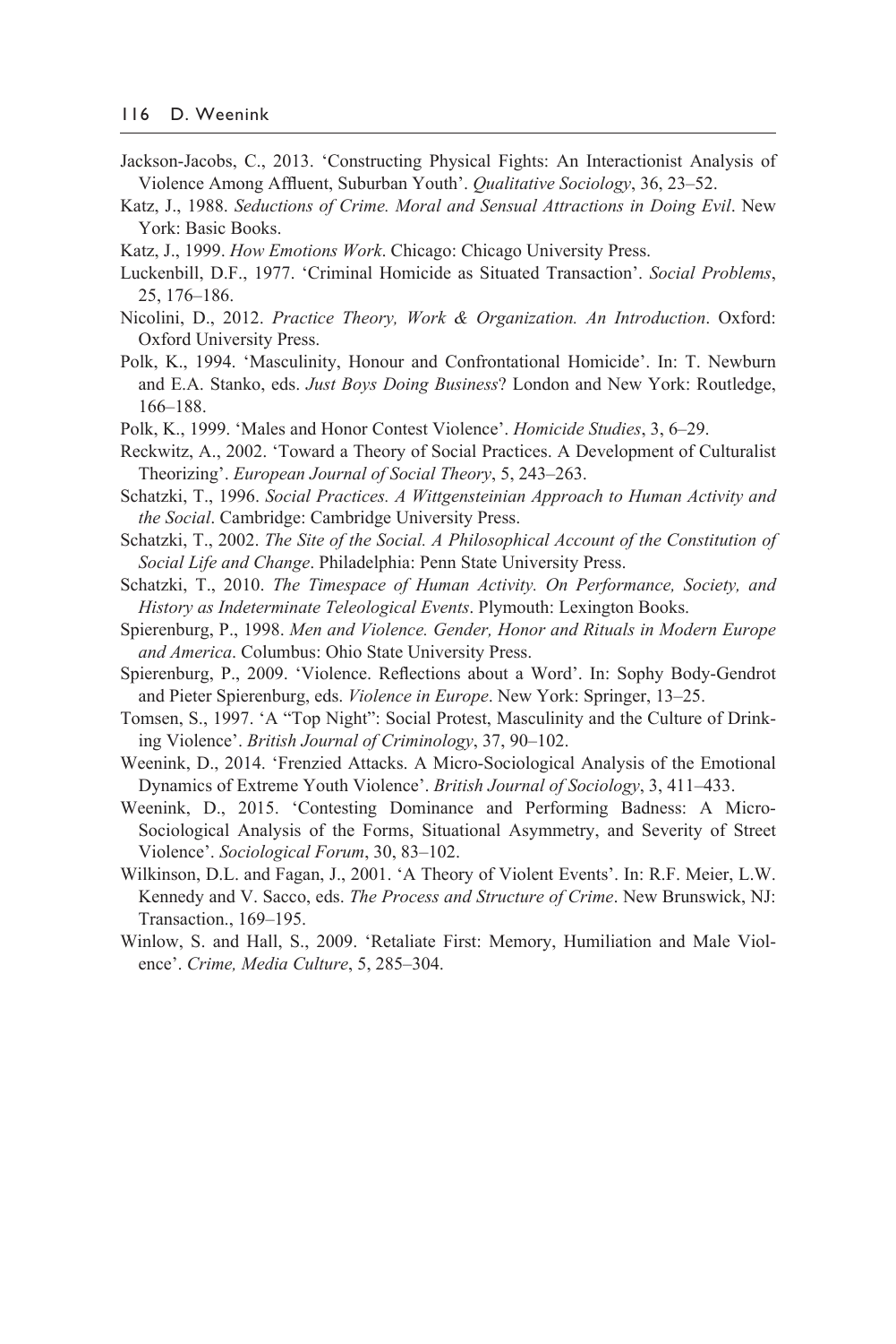Jackson-Jacobs, C., 2013. 'Constructing Physical Fights: An Interactionist Analysis of Violence Among Affluent, Suburban Youth'. *Qualitative Sociology*, 36, 23–52.

Katz, J., 1988. *Seductions of Crime. Moral and Sensual Attractions in Doing Evil*. New York: Basic Books.

Katz, J., 1999. *How Emotions Work*. Chicago: Chicago University Press.

Luckenbill, D.F., 1977. 'Criminal Homicide as Situated Transaction'. *Social Problems*, 25, 176–186.

Nicolini, D., 2012. *Practice Theory, Work & Organization. An Introduction*. Oxford: Oxford University Press.

Polk, K., 1994. 'Masculinity, Honour and Confrontational Homicide'. In: T. Newburn and E.A. Stanko, eds. *Just Boys Doing Business*? London and New York: Routledge, 166–188.

Polk, K., 1999. 'Males and Honor Contest Violence'. *Homicide Studies*, 3, 6–29.

Reckwitz, A., 2002. 'Toward a Theory of Social Practices. A Development of Culturalist Theorizing'. *European Journal of Social Theory*, 5, 243–263.

Schatzki, T., 1996. *Social Practices. A Wittgensteinian Approach to Human Activity and the Social*. Cambridge: Cambridge University Press.

Schatzki, T., 2002. *The Site of the Social. A Philosophical Account of the Constitution of Social Life and Change*. Philadelphia: Penn State University Press.

Schatzki, T., 2010. *The Timespace of Human Activity. On Performance, Society, and History as Indeterminate Teleological Events*. Plymouth: Lexington Books.

Spierenburg, P., 1998. *Men and Violence. Gender, Honor and Rituals in Modern Europe and America*. Columbus: Ohio State University Press.

Spierenburg, P., 2009. 'Violence. Reflections about a Word'. In: Sophy Body-Gendrot and Pieter Spierenburg, eds. *Violence in Europe*. New York: Springer, 13–25.

Tomsen, S., 1997. 'A "Top Night": Social Protest, Masculinity and the Culture of Drinking Violence'. *British Journal of Criminology*, 37, 90–102.

Weenink, D., 2014. 'Frenzied Attacks. A Micro-Sociological Analysis of the Emotional Dynamics of Extreme Youth Violence'. *British Journal of Sociology*, 3, 411–433.

Weenink, D., 2015. 'Contesting Dominance and Performing Badness: A Micro-Sociological Analysis of the Forms, Situational Asymmetry, and Severity of Street Violence'. *Sociological Forum*, 30, 83–102.

Wilkinson, D.L. and Fagan, J., 2001. 'A Theory of Violent Events'. In: R.F. Meier, L.W. Kennedy and V. Sacco, eds. *The Process and Structure of Crime*. New Brunswick, NJ: Transaction., 169–195.

Winlow, S. and Hall, S., 2009. 'Retaliate First: Memory, Humiliation and Male Violence'. *Crime, Media Culture*, 5, 285–304.